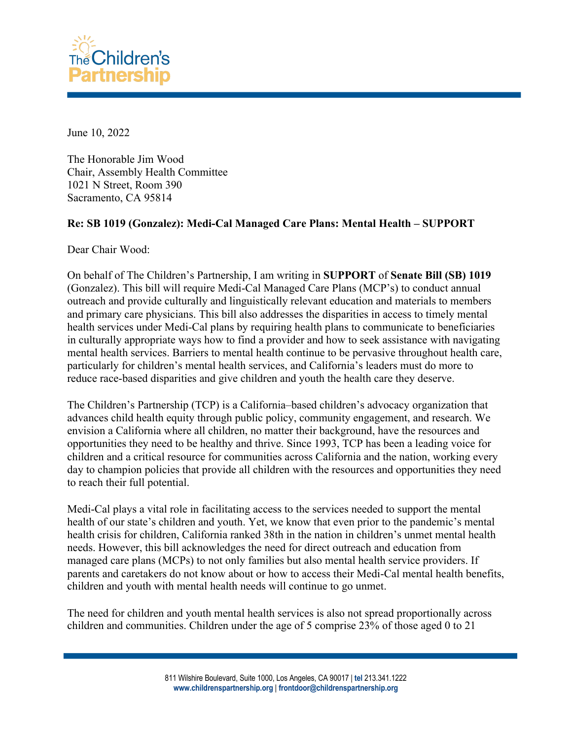June 10, 2022

The Honorable Jim Wood
Chair, Assembly Health Committee
1021 N Street, Room 390
Sacramento, CA 95814

**Re: SB 1019 (Gonzalez): Medi-Cal Managed Care Plans: Mental Health – SUPPORT**

Dear Chair Wood:

On behalf of The Children's Partnership, I am writing in **SUPPORT** of **Senate Bill (SB) 1019** (Gonzalez). This bill will require Medi-Cal Managed Care Plans (MCP's) to conduct annual outreach and provide culturally and linguistically relevant education and materials to members and primary care physicians. This bill also addresses the disparities in access to timely mental health services under Medi-Cal plans by requiring health plans to communicate to beneficiaries in culturally appropriate ways how to find a provider and how to seek assistance with navigating mental health services. Barriers to mental health continue to be pervasive throughout health care, particularly for children's mental health services, and California's leaders must do more to reduce race-based disparities and give children and youth the health care they deserve.

The Children's Partnership (TCP) is a California–based children's advocacy organization that advances child health equity through public policy, community engagement, and research. We envision a California where all children, no matter their background, have the resources and opportunities they need to be healthy and thrive. Since 1993, TCP has been a leading voice for children and a critical resource for communities across California and the nation, working every day to champion policies that provide all children with the resources and opportunities they need to reach their full potential.

Medi-Cal plays a vital role in facilitating access to the services needed to support the mental health of our state's children and youth. Yet, we know that even prior to the pandemic's mental health crisis for children, California ranked 38th in the nation in children's unmet mental health needs. However, this bill acknowledges the need for direct outreach and education from managed care plans (MCPs) to not only families but also mental health service providers. If parents and caretakers do not know about or how to access their Medi-Cal mental health benefits, children and youth with mental health needs will continue to go unmet.

The need for children and youth mental health services is also not spread proportionally across children and communities. Children under the age of 5 comprise 23% of those aged 0 to 21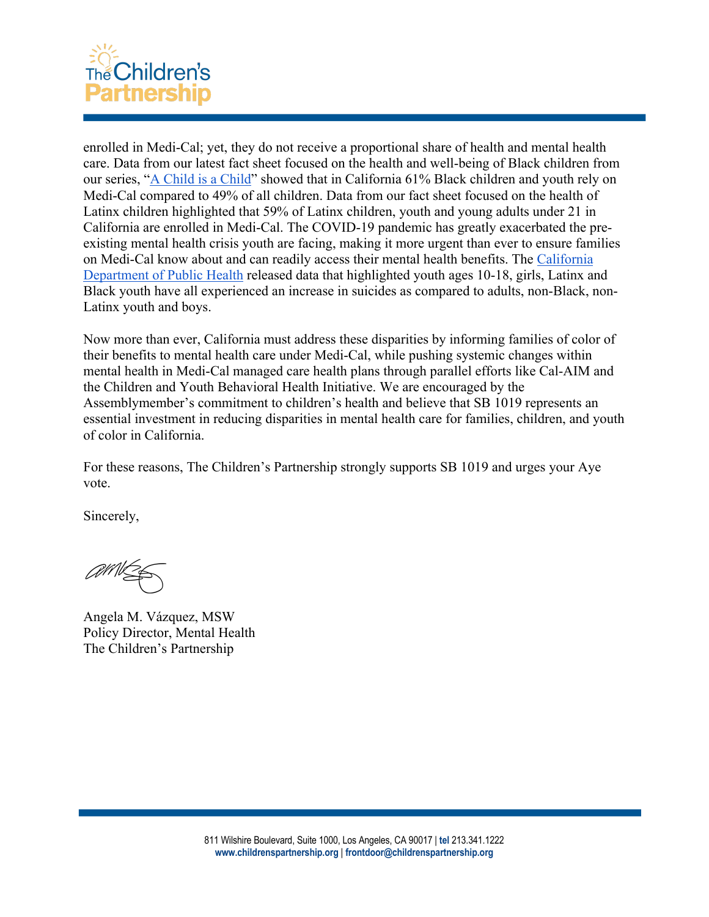enrolled in Medi-Cal; yet, they do not receive a proportional share of health and mental health care. Data from our latest fact sheet focused on the health and well-being of Black children from our series, "A Child is a Child" showed that in California 61% Black children and youth rely on Medi-Cal compared to 49% of all children. Data from our fact sheet focused on the health of Latinx children highlighted that 59% of Latinx children, youth and young adults under 21 in California are enrolled in Medi-Cal. The COVID-19 pandemic has greatly exacerbated the pre-existing mental health crisis youth are facing, making it more urgent than ever to ensure families on Medi-Cal know about and can readily access their mental health benefits. The California Department of Public Health released data that highlighted youth ages 10-18, girls, Latinx and Black youth have all experienced an increase in suicides as compared to adults, non-Black, non-Latinx youth and boys.

Now more than ever, California must address these disparities by informing families of color of their benefits to mental health care under Medi-Cal, while pushing systemic changes within mental health in Medi-Cal managed care health plans through parallel efforts like Cal-AIM and the Children and Youth Behavioral Health Initiative. We are encouraged by the Assemblymember's commitment to children's health and believe that SB 1019 represents an essential investment in reducing disparities in mental health care for families, children, and youth of color in California.

For these reasons, The Children's Partnership strongly supports SB 1019 and urges your Aye vote.

Sincerely,

Angela M. Vázquez, MSW
Policy Director, Mental Health
The Children's Partnership